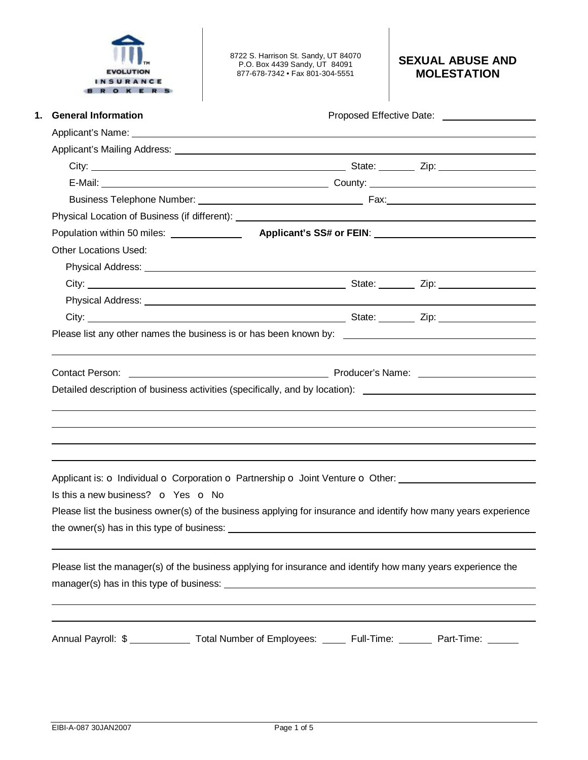EVOLUTION INSURANCE BROKERS

8722 S. Harrison St. Sandy, UT 84070
P.O. Box 4439 Sandy, UT 84091
877-678-7342 • Fax 801-304-5551

# SEXUAL ABUSE AND MOLESTATION

## 1. General Information

Proposed Effective Date: ____________

Applicant's Name: ____________

Applicant's Mailing Address: ____________

City: ____________ State: ______ Zip: ____________

E-Mail: ____________ County: ____________

Business Telephone Number: ____________ Fax: ____________

Physical Location of Business (if different): ____________

Population within 50 miles: ____________ **Applicant's SS# or FEIN**: ____________

Other Locations Used:

Physical Address: ____________

City: ____________ State: ______ Zip: ____________

Physical Address: ____________

City: ____________ State: ______ Zip: ____________

Please list any other names the business is or has been known by: ____________

Contact Person: ____________ Producer's Name: ____________

Detailed description of business activities (specifically, and by location): ____________

Applicant is: o Individual o Corporation o Partnership o Joint Venture o Other: ____________

Is this a new business? o Yes o No

Please list the business owner(s) of the business applying for insurance and identify how many years experience the owner(s) has in this type of business: ____________

Please list the manager(s) of the business applying for insurance and identify how many years experience the manager(s) has in this type of business: ____________

Annual Payroll: $ ____________ Total Number of Employees: ______ Full-Time: ______ Part-Time: ______

EIBI-A-087 30JAN2007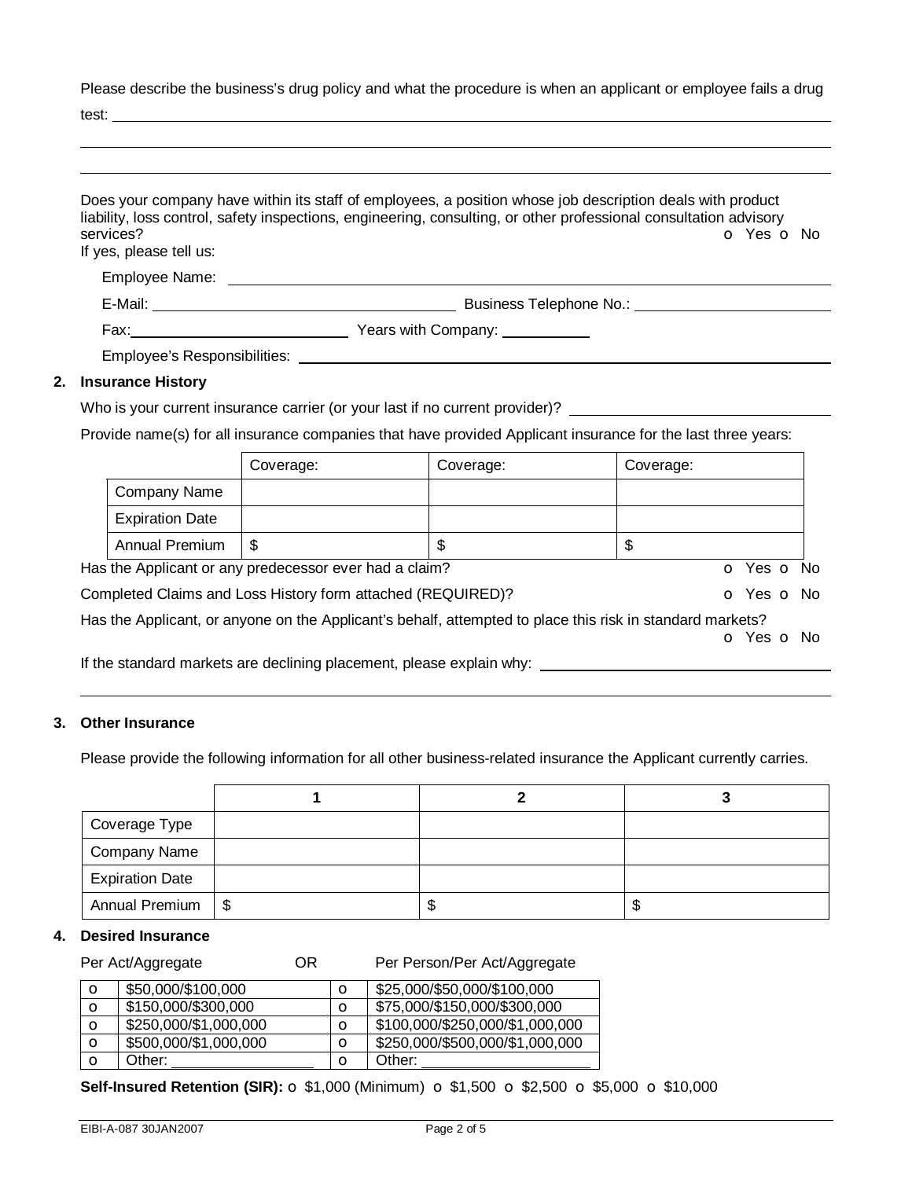Please describe the business's drug policy and what the procedure is when an applicant or employee fails a drug test: ______________________________________________________________________________

______________________________________________________________________________

______________________________________________________________________________

Does your company have within its staff of employees, a position whose job description deals with product liability, loss control, safety inspections, engineering, consulting, or other professional consultation advisory services? o Yes o No

If yes, please tell us:

Employee Name: ______________________________________________________________________________

E-Mail: ______________________________ Business Telephone No.: ______________________________

Fax: ______________________________ Years with Company: ______________

Employee's Responsibilities: ______________________________________________________________________________

## 2. Insurance History

Who is your current insurance carrier (or your last if no current provider)? ______________________________

Provide name(s) for all insurance companies that have provided Applicant insurance for the last three years:

| | Coverage: | Coverage: | Coverage: |
|---|---|---|---|
| Company Name | | | |
| Expiration Date | | | |
| Annual Premium | $ | $ | $ |

Has the Applicant or any predecessor ever had a claim? o Yes o No

Completed Claims and Loss History form attached (REQUIRED)? o Yes o No

Has the Applicant, or anyone on the Applicant's behalf, attempted to place this risk in standard markets? o Yes o No

If the standard markets are declining placement, please explain why: ______________________________

______________________________________________________________________________

## 3. Other Insurance

Please provide the following information for all other business-related insurance the Applicant currently carries.

| | 1 | 2 | 3 |
|---|---|---|---|
| Coverage Type | | | |
| Company Name | | | |
| Expiration Date | | | |
| Annual Premium | $ | $ | $ |

## 4. Desired Insurance

Per Act/Aggregate OR Per Person/Per Act/Aggregate

| | Per Act/Aggregate | | Per Person/Per Act/Aggregate |
|---|---|---|---|
| o | $50,000/$100,000 | o | $25,000/$50,000/$100,000 |
| o | $150,000/$300,000 | o | $75,000/$150,000/$300,000 |
| o | $250,000/$1,000,000 | o | $100,000/$250,000/$1,000,000 |
| o | $500,000/$1,000,000 | o | $250,000/$500,000/$1,000,000 |
| o | Other: ______________ | o | Other: ______________ |

**Self-Insured Retention (SIR):** o $1,000 (Minimum) o $1,500 o $2,500 o $5,000 o $10,000

EIBI-A-087 30JAN2007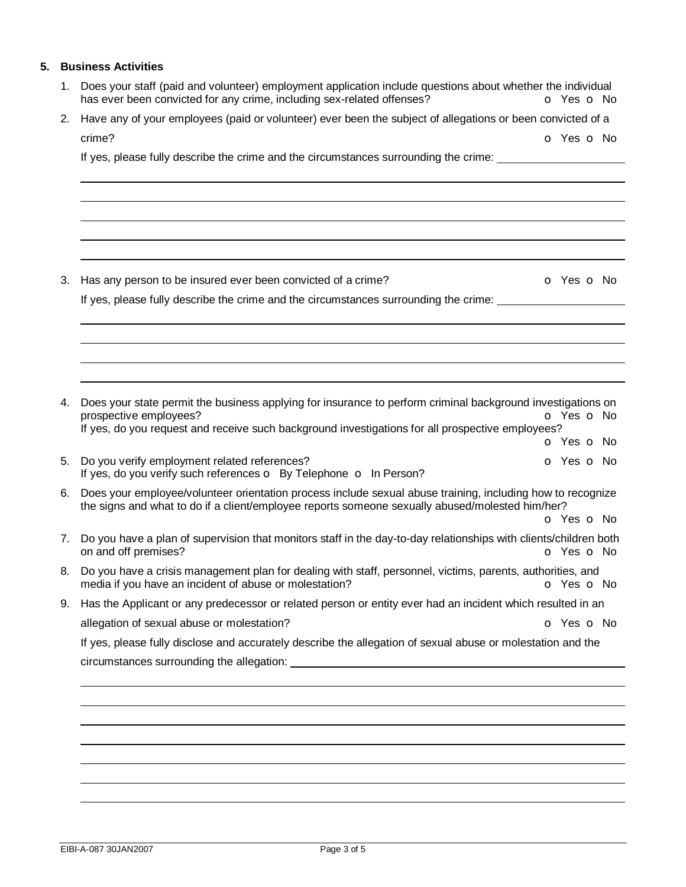## 5. Business Activities

1. Does your staff (paid and volunteer) employment application include questions about whether the individual has ever been convicted for any crime, including sex-related offenses? o Yes o No

2. Have any of your employees (paid or volunteer) ever been the subject of allegations or been convicted of a crime? o Yes o No

   If yes, please fully describe the crime and the circumstances surrounding the crime: ______________________

3. Has any person to be insured ever been convicted of a crime? o Yes o No

   If yes, please fully describe the crime and the circumstances surrounding the crime: ______________________

4. Does your state permit the business applying for insurance to perform criminal background investigations on prospective employees? o Yes o No

   If yes, do you request and receive such background investigations for all prospective employees? o Yes o No

5. Do you verify employment related references? o Yes o No

   If yes, do you verify such references o By Telephone o In Person?

6. Does your employee/volunteer orientation process include sexual abuse training, including how to recognize the signs and what to do if a client/employee reports someone sexually abused/molested him/her? o Yes o No

7. Do you have a plan of supervision that monitors staff in the day-to-day relationships with clients/children both on and off premises? o Yes o No

8. Do you have a crisis management plan for dealing with staff, personnel, victims, parents, authorities, and media if you have an incident of abuse or molestation? o Yes o No

9. Has the Applicant or any predecessor or related person or entity ever had an incident which resulted in an allegation of sexual abuse or molestation? o Yes o No

   If yes, please fully disclose and accurately describe the allegation of sexual abuse or molestation and the circumstances surrounding the allegation: ______________________

EIBI-A-087 30JAN2007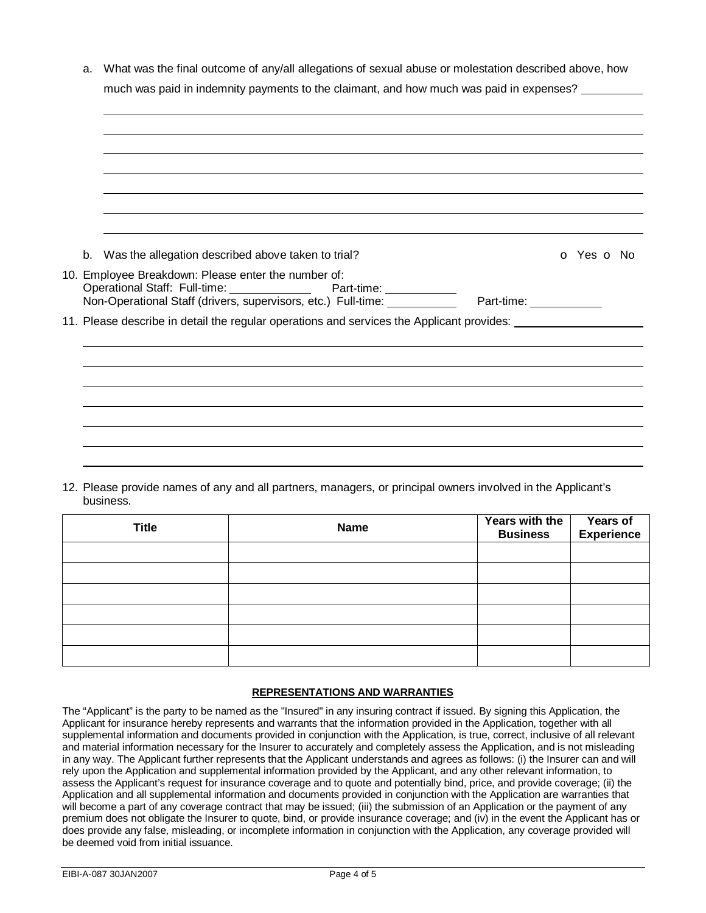a. What was the final outcome of any/all allegations of sexual abuse or molestation described above, how much was paid in indemnity payments to the claimant, and how much was paid in expenses? __________

b. Was the allegation described above taken to trial? ○ Yes ○ No

10. Employee Breakdown: Please enter the number of:
Operational Staff: Full-time: __________ Part-time: __________
Non-Operational Staff (drivers, supervisors, etc.) Full-time: __________ Part-time: __________

11. Please describe in detail the regular operations and services the Applicant provides: __________

12. Please provide names of any and all partners, managers, or principal owners involved in the Applicant's business.

| Title | Name | Years with the Business | Years of Experience |
|---|---|---|---|
| | | | |
| | | | |
| | | | |
| | | | |
| | | | |
| | | | |

**REPRESENTATIONS AND WARRANTIES**

The "Applicant" is the party to be named as the "Insured" in any insuring contract if issued. By signing this Application, the Applicant for insurance hereby represents and warrants that the information provided in the Application, together with all supplemental information and documents provided in conjunction with the Application, is true, correct, inclusive of all relevant and material information necessary for the Insurer to accurately and completely assess the Application, and is not misleading in any way. The Applicant further represents that the Applicant understands and agrees as follows: (i) the Insurer can and will rely upon the Application and supplemental information provided by the Applicant, and any other relevant information, to assess the Applicant's request for insurance coverage and to quote and potentially bind, price, and provide coverage; (ii) the Application and all supplemental information and documents provided in conjunction with the Application are warranties that will become a part of any coverage contract that may be issued; (iii) the submission of an Application or the payment of any premium does not obligate the Insurer to quote, bind, or provide insurance coverage; and (iv) in the event the Applicant has or does provide any false, misleading, or incomplete information in conjunction with the Application, any coverage provided will be deemed void from initial issuance.

EIBI-A-087 30JAN2007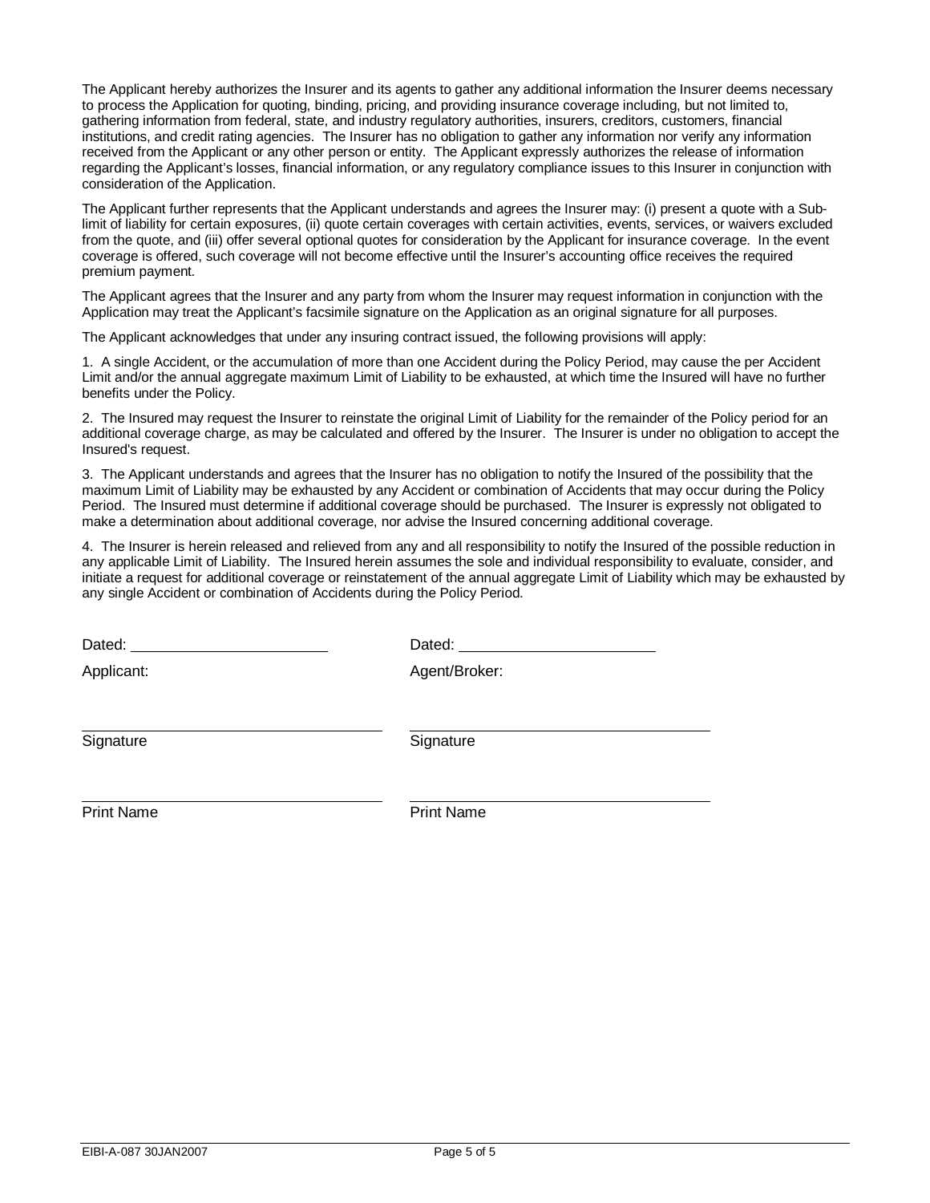The Applicant hereby authorizes the Insurer and its agents to gather any additional information the Insurer deems necessary to process the Application for quoting, binding, pricing, and providing insurance coverage including, but not limited to, gathering information from federal, state, and industry regulatory authorities, insurers, creditors, customers, financial institutions, and credit rating agencies. The Insurer has no obligation to gather any information nor verify any information received from the Applicant or any other person or entity. The Applicant expressly authorizes the release of information regarding the Applicant's losses, financial information, or any regulatory compliance issues to this Insurer in conjunction with consideration of the Application.

The Applicant further represents that the Applicant understands and agrees the Insurer may: (i) present a quote with a Sub-limit of liability for certain exposures, (ii) quote certain coverages with certain activities, events, services, or waivers excluded from the quote, and (iii) offer several optional quotes for consideration by the Applicant for insurance coverage. In the event coverage is offered, such coverage will not become effective until the Insurer's accounting office receives the required premium payment.

The Applicant agrees that the Insurer and any party from whom the Insurer may request information in conjunction with the Application may treat the Applicant's facsimile signature on the Application as an original signature for all purposes.

The Applicant acknowledges that under any insuring contract issued, the following provisions will apply:

1. A single Accident, or the accumulation of more than one Accident during the Policy Period, may cause the per Accident Limit and/or the annual aggregate maximum Limit of Liability to be exhausted, at which time the Insured will have no further benefits under the Policy.

2. The Insured may request the Insurer to reinstate the original Limit of Liability for the remainder of the Policy period for an additional coverage charge, as may be calculated and offered by the Insurer. The Insurer is under no obligation to accept the Insured's request.

3. The Applicant understands and agrees that the Insurer has no obligation to notify the Insured of the possibility that the maximum Limit of Liability may be exhausted by any Accident or combination of Accidents that may occur during the Policy Period. The Insured must determine if additional coverage should be purchased. The Insurer is expressly not obligated to make a determination about additional coverage, nor advise the Insured concerning additional coverage.

4. The Insurer is herein released and relieved from any and all responsibility to notify the Insured of the possible reduction in any applicable Limit of Liability. The Insured herein assumes the sole and individual responsibility to evaluate, consider, and initiate a request for additional coverage or reinstatement of the annual aggregate Limit of Liability which may be exhausted by any single Accident or combination of Accidents during the Policy Period.

Dated: ______________________ Dated: ______________________

Applicant: Agent/Broker:

______________________________ ______________________________
Signature Signature

______________________________ ______________________________
Print Name Print Name

EIBI-A-087 30JAN2007